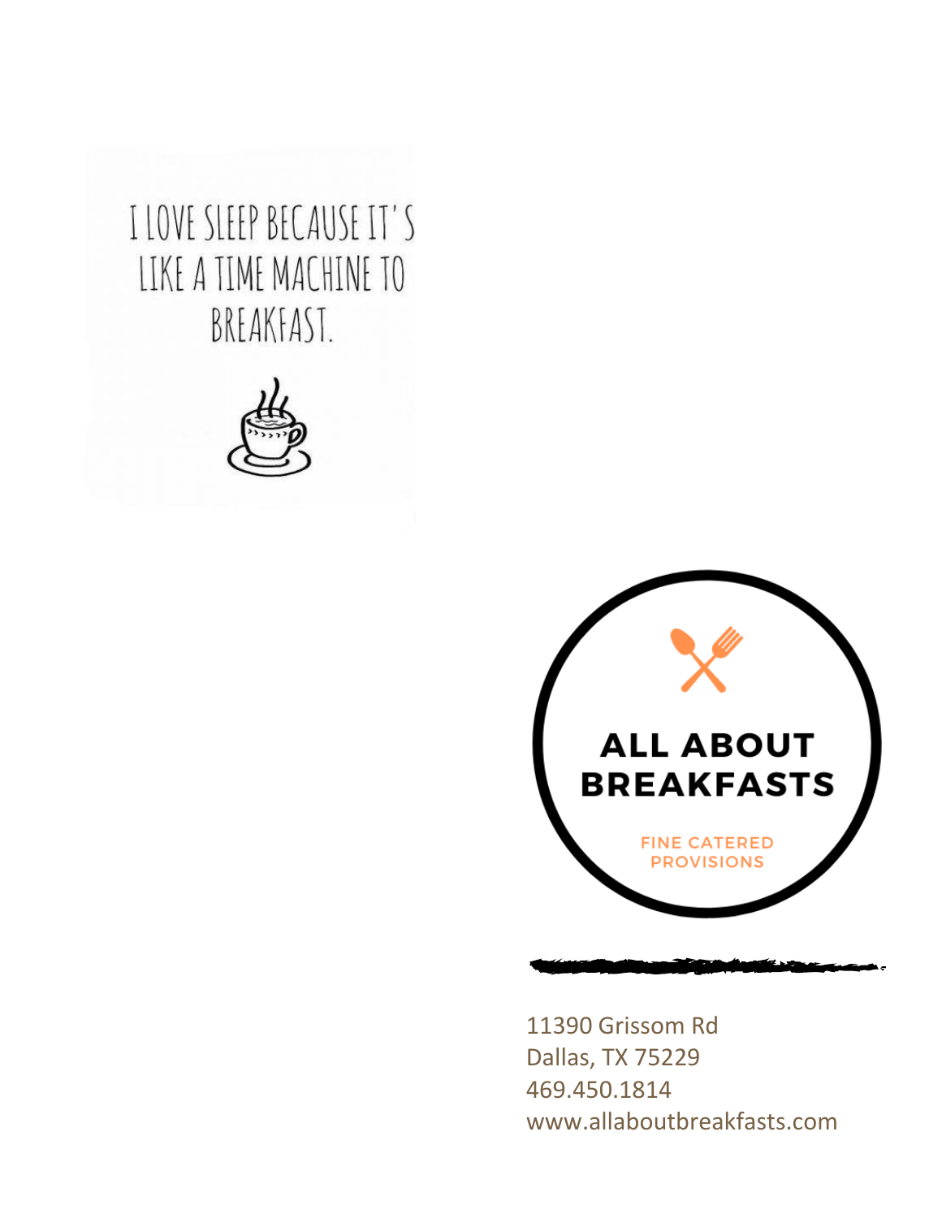I LOVE SLEEP BECAUSE IT'S LIKE A TIME MACHINE TO BREAKFAST.

# ALL ABOUT BREAKFASTS

FINE CATERED PROVISIONS

11390 Grissom Rd
Dallas, TX 75229
469.450.1814
www.allaboutbreakfasts.com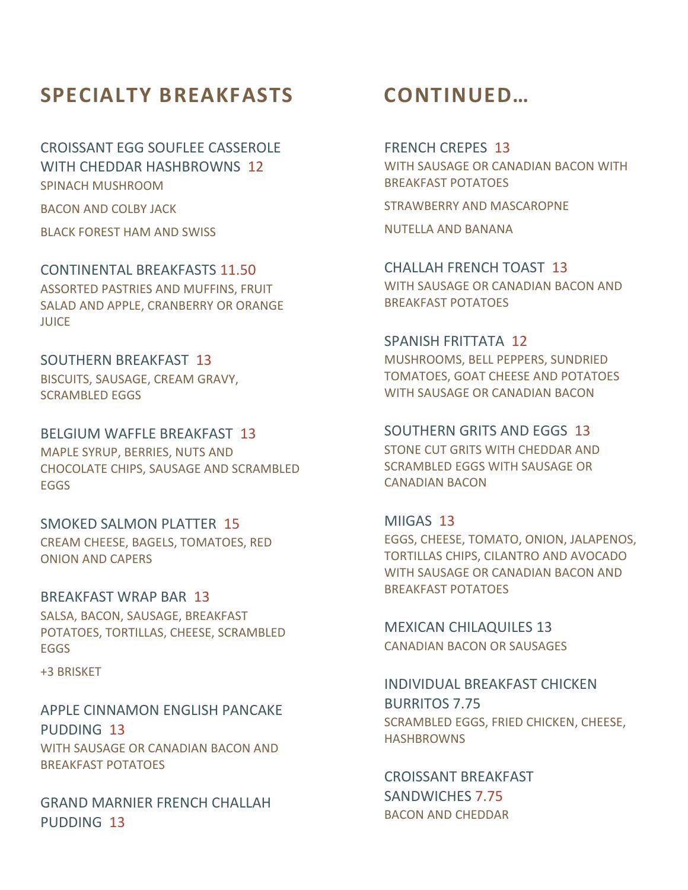## SPECIALTY BREAKFASTS

### CROISSANT EGG SOUFLEE CASSEROLE WITH CHEDDAR HASHBROWNS 12

SPINACH MUSHROOM

BACON AND COLBY JACK

BLACK FOREST HAM AND SWISS

### CONTINENTAL BREAKFASTS 11.50

ASSORTED PASTRIES AND MUFFINS, FRUIT SALAD AND APPLE, CRANBERRY OR ORANGE JUICE

### SOUTHERN BREAKFAST 13

BISCUITS, SAUSAGE, CREAM GRAVY, SCRAMBLED EGGS

### BELGIUM WAFFLE BREAKFAST 13

MAPLE SYRUP, BERRIES, NUTS AND CHOCOLATE CHIPS, SAUSAGE AND SCRAMBLED EGGS

### SMOKED SALMON PLATTER 15

CREAM CHEESE, BAGELS, TOMATOES, RED ONION AND CAPERS

### BREAKFAST WRAP BAR 13

SALSA, BACON, SAUSAGE, BREAKFAST POTATOES, TORTILLAS, CHEESE, SCRAMBLED EGGS

+3 BRISKET

### APPLE CINNAMON ENGLISH PANCAKE PUDDING 13

WITH SAUSAGE OR CANADIAN BACON AND BREAKFAST POTATOES

### GRAND MARNIER FRENCH CHALLAH PUDDING 13

## CONTINUED…

### FRENCH CREPES 13

WITH SAUSAGE OR CANADIAN BACON WITH BREAKFAST POTATOES

STRAWBERRY AND MASCAROPNE

NUTELLA AND BANANA

### CHALLAH FRENCH TOAST 13

WITH SAUSAGE OR CANADIAN BACON AND BREAKFAST POTATOES

### SPANISH FRITTATA 12

MUSHROOMS, BELL PEPPERS, SUNDRIED TOMATOES, GOAT CHEESE AND POTATOES WITH SAUSAGE OR CANADIAN BACON

### SOUTHERN GRITS AND EGGS 13

STONE CUT GRITS WITH CHEDDAR AND SCRAMBLED EGGS WITH SAUSAGE OR CANADIAN BACON

### MIIGAS 13

EGGS, CHEESE, TOMATO, ONION, JALAPENOS, TORTILLAS CHIPS, CILANTRO AND AVOCADO WITH SAUSAGE OR CANADIAN BACON AND BREAKFAST POTATOES

### MEXICAN CHILAQUILES 13

CANADIAN BACON OR SAUSAGES

### INDIVIDUAL BREAKFAST CHICKEN BURRITOS 7.75

SCRAMBLED EGGS, FRIED CHICKEN, CHEESE, HASHBROWNS

### CROISSANT BREAKFAST SANDWICHES 7.75

BACON AND CHEDDAR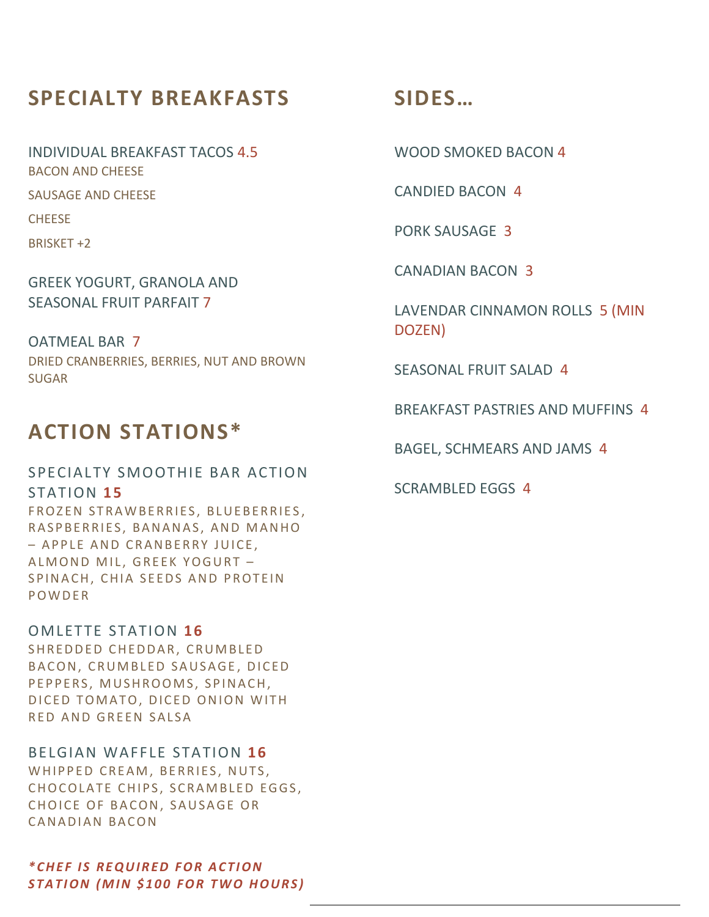## SPECIALTY BREAKFASTS

INDIVIDUAL BREAKFAST TACOS 4.5

BACON AND CHEESE

SAUSAGE AND CHEESE

CHEESE

BRISKET +2

GREEK YOGURT, GRANOLA AND SEASONAL FRUIT PARFAIT 7

OATMEAL BAR 7

DRIED CRANBERRIES, BERRIES, NUT AND BROWN SUGAR

## ACTION STATIONS*

SPECIALTY SMOOTHIE BAR ACTION STATION **15**

FROZEN STRAWBERRIES, BLUEBERRIES, RASPBERRIES, BANANAS, AND MANHO – APPLE AND CRANBERRY JUICE, ALMOND MIL, GREEK YOGURT – SPINACH, CHIA SEEDS AND PROTEIN POWDER

OMLETTE STATION **16**

SHREDDED CHEDDAR, CRUMBLED BACON, CRUMBLED SAUSAGE, DICED PEPPERS, MUSHROOMS, SPINACH, DICED TOMATO, DICED ONION WITH RED AND GREEN SALSA

BELGIAN WAFFLE STATION **16**

WHIPPED CREAM, BERRIES, NUTS, CHOCOLATE CHIPS, SCRAMBLED EGGS, CHOICE OF BACON, SAUSAGE OR CANADIAN BACON

***CHEF IS REQUIRED FOR ACTION STATION (MIN $100 FOR TWO HOURS)***

## SIDES…

WOOD SMOKED BACON 4

CANDIED BACON 4

PORK SAUSAGE 3

CANADIAN BACON 3

LAVENDAR CINNAMON ROLLS 5 (MIN DOZEN)

SEASONAL FRUIT SALAD 4

BREAKFAST PASTRIES AND MUFFINS 4

BAGEL, SCHMEARS AND JAMS 4

SCRAMBLED EGGS 4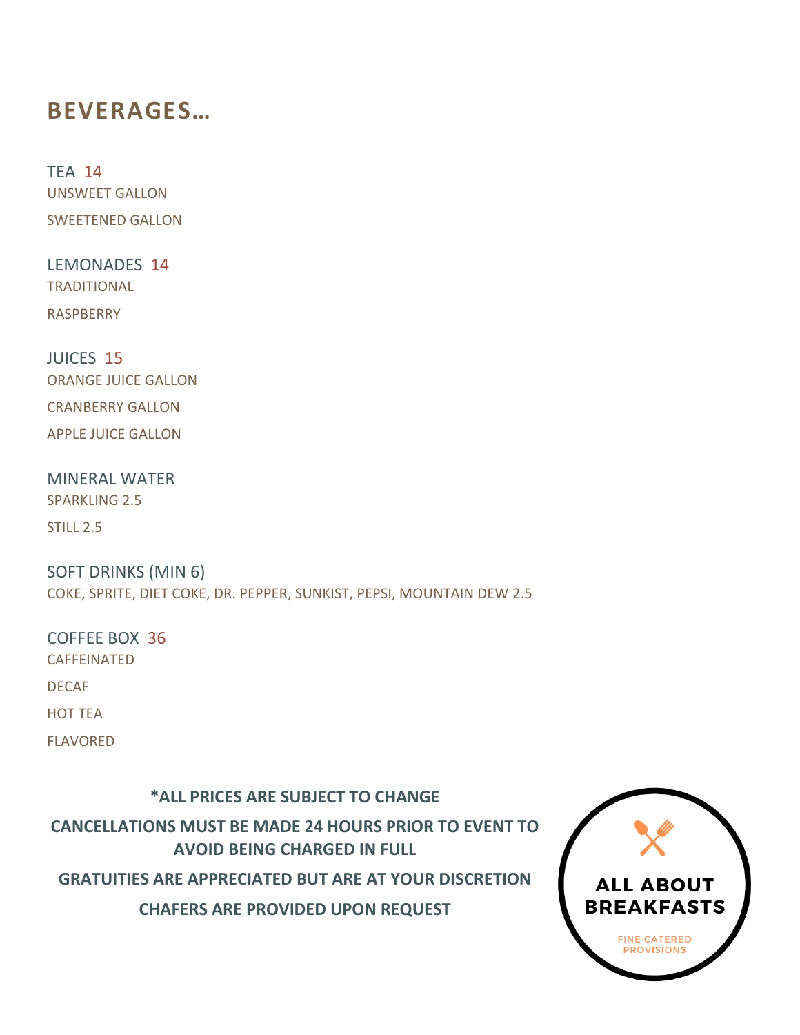## BEVERAGES…

TEA 14
UNSWEET GALLON
SWEETENED GALLON

LEMONADES 14
TRADITIONAL
RASPBERRY

JUICES 15
ORANGE JUICE GALLON
CRANBERRY GALLON
APPLE JUICE GALLON

MINERAL WATER
SPARKLING 2.5
STILL 2.5

SOFT DRINKS (MIN 6)
COKE, SPRITE, DIET COKE, DR. PEPPER, SUNKIST, PEPSI, MOUNTAIN DEW 2.5

COFFEE BOX 36
CAFFEINATED
DECAF
HOT TEA
FLAVORED

**\*ALL PRICES ARE SUBJECT TO CHANGE**

**CANCELLATIONS MUST BE MADE 24 HOURS PRIOR TO EVENT TO AVOID BEING CHARGED IN FULL**

**GRATUITIES ARE APPRECIATED BUT ARE AT YOUR DISCRETION**

**CHAFERS ARE PROVIDED UPON REQUEST**

ALL ABOUT BREAKFASTS
FINE CATERED PROVISIONS